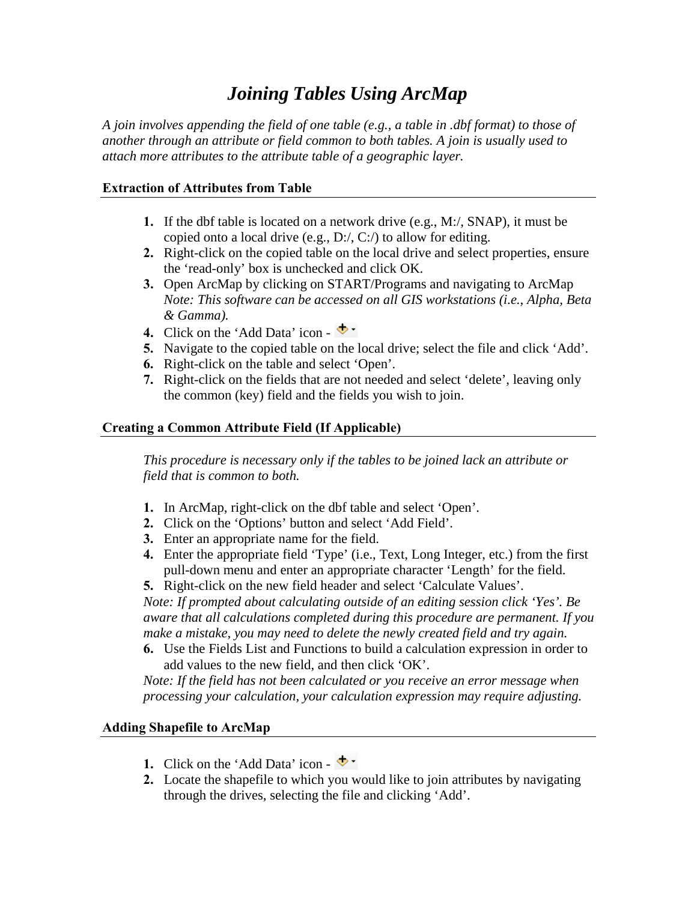# *Joining Tables Using ArcMap*

*A join involves appending the field of one table (e.g., a table in .dbf format) to those of another through an attribute or field common to both tables. A join is usually used to attach more attributes to the attribute table of a geographic layer.*

## Extraction of Attributes from Table

1. If the dbf table is located on a network drive (e.g., M:/, SNAP), it must be copied onto a local drive (e.g., D:/, C:/) to allow for editing.
2. Right-click on the copied table on the local drive and select properties, ensure the 'read-only' box is unchecked and click OK.
3. Open ArcMap by clicking on START/Programs and navigating to ArcMap *Note: This software can be accessed on all GIS workstations (i.e., Alpha, Beta & Gamma).*
4. Click on the 'Add Data' icon -
5. Navigate to the copied table on the local drive; select the file and click 'Add'.
6. Right-click on the table and select 'Open'.
7. Right-click on the fields that are not needed and select 'delete', leaving only the common (key) field and the fields you wish to join.

## Creating a Common Attribute Field (If Applicable)

*This procedure is necessary only if the tables to be joined lack an attribute or field that is common to both.*

1. In ArcMap, right-click on the dbf table and select 'Open'.
2. Click on the 'Options' button and select 'Add Field'.
3. Enter an appropriate name for the field.
4. Enter the appropriate field 'Type' (i.e., Text, Long Integer, etc.) from the first pull-down menu and enter an appropriate character 'Length' for the field.
5. Right-click on the new field header and select 'Calculate Values'.

*Note: If prompted about calculating outside of an editing session click 'Yes'. Be aware that all calculations completed during this procedure are permanent. If you make a mistake, you may need to delete the newly created field and try again.*

6. Use the Fields List and Functions to build a calculation expression in order to add values to the new field, and then click 'OK'.

*Note: If the field has not been calculated or you receive an error message when processing your calculation, your calculation expression may require adjusting.*

## Adding Shapefile to ArcMap

1. Click on the 'Add Data' icon -
2. Locate the shapefile to which you would like to join attributes by navigating through the drives, selecting the file and clicking 'Add'.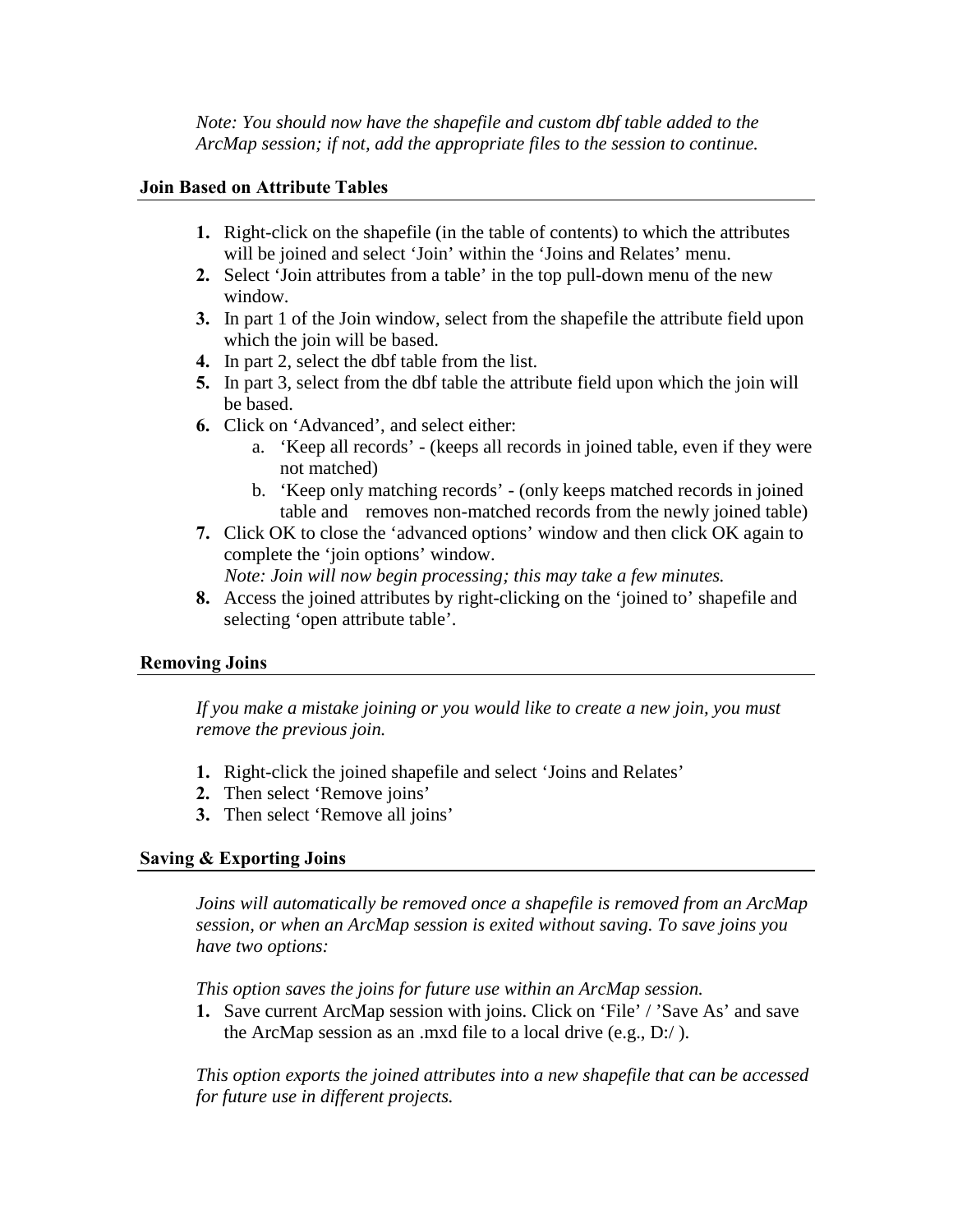*Note: You should now have the shapefile and custom dbf table added to the ArcMap session; if not, add the appropriate files to the session to continue.*

## Join Based on Attribute Tables

1. Right-click on the shapefile (in the table of contents) to which the attributes will be joined and select 'Join' within the 'Joins and Relates' menu.
2. Select 'Join attributes from a table' in the top pull-down menu of the new window.
3. In part 1 of the Join window, select from the shapefile the attribute field upon which the join will be based.
4. In part 2, select the dbf table from the list.
5. In part 3, select from the dbf table the attribute field upon which the join will be based.
6. Click on 'Advanced', and select either:
   a. 'Keep all records' - (keeps all records in joined table, even if they were not matched)
   b. 'Keep only matching records' - (only keeps matched records in joined table and removes non-matched records from the newly joined table)
7. Click OK to close the 'advanced options' window and then click OK again to complete the 'join options' window.
   *Note: Join will now begin processing; this may take a few minutes.*
8. Access the joined attributes by right-clicking on the 'joined to' shapefile and selecting 'open attribute table'.

## Removing Joins

*If you make a mistake joining or you would like to create a new join, you must remove the previous join.*

1. Right-click the joined shapefile and select 'Joins and Relates'
2. Then select 'Remove joins'
3. Then select 'Remove all joins'

## Saving & Exporting Joins

*Joins will automatically be removed once a shapefile is removed from an ArcMap session, or when an ArcMap session is exited without saving. To save joins you have two options:*

*This option saves the joins for future use within an ArcMap session.*

1. Save current ArcMap session with joins. Click on 'File' / 'Save As' and save the ArcMap session as an .mxd file to a local drive (e.g., D:/ ).

*This option exports the joined attributes into a new shapefile that can be accessed for future use in different projects.*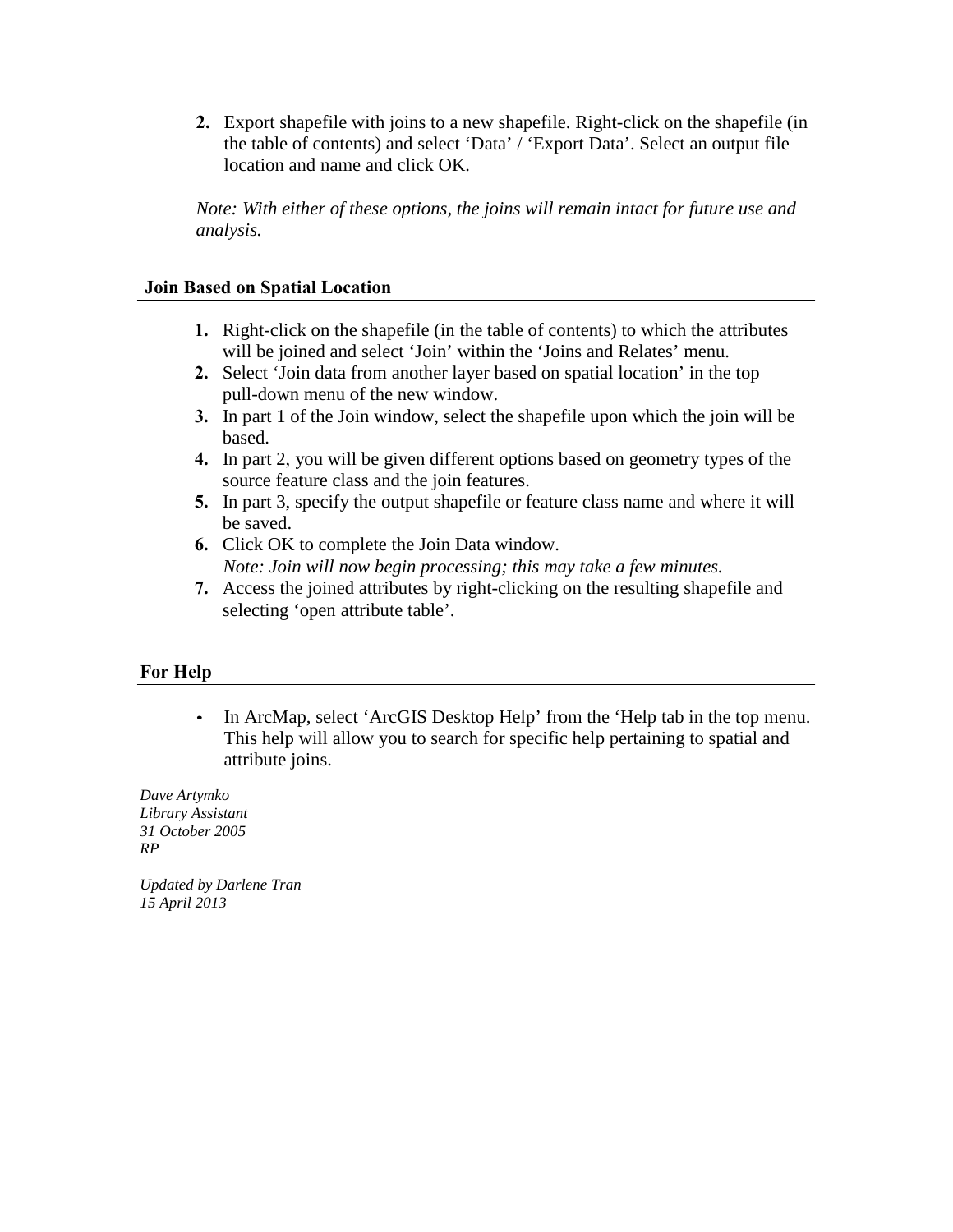2. Export shapefile with joins to a new shapefile. Right-click on the shapefile (in the table of contents) and select 'Data' / 'Export Data'. Select an output file location and name and click OK.

*Note: With either of these options, the joins will remain intact for future use and analysis.*

## Join Based on Spatial Location

1. Right-click on the shapefile (in the table of contents) to which the attributes will be joined and select 'Join' within the 'Joins and Relates' menu.
2. Select 'Join data from another layer based on spatial location' in the top pull-down menu of the new window.
3. In part 1 of the Join window, select the shapefile upon which the join will be based.
4. In part 2, you will be given different options based on geometry types of the source feature class and the join features.
5. In part 3, specify the output shapefile or feature class name and where it will be saved.
6. Click OK to complete the Join Data window.
   *Note: Join will now begin processing; this may take a few minutes.*
7. Access the joined attributes by right-clicking on the resulting shapefile and selecting 'open attribute table'.

## For Help

- In ArcMap, select 'ArcGIS Desktop Help' from the 'Help tab in the top menu. This help will allow you to search for specific help pertaining to spatial and attribute joins.

*Dave Artymko*
*Library Assistant*
*31 October 2005*
*RP*

*Updated by Darlene Tran*
*15 April 2013*